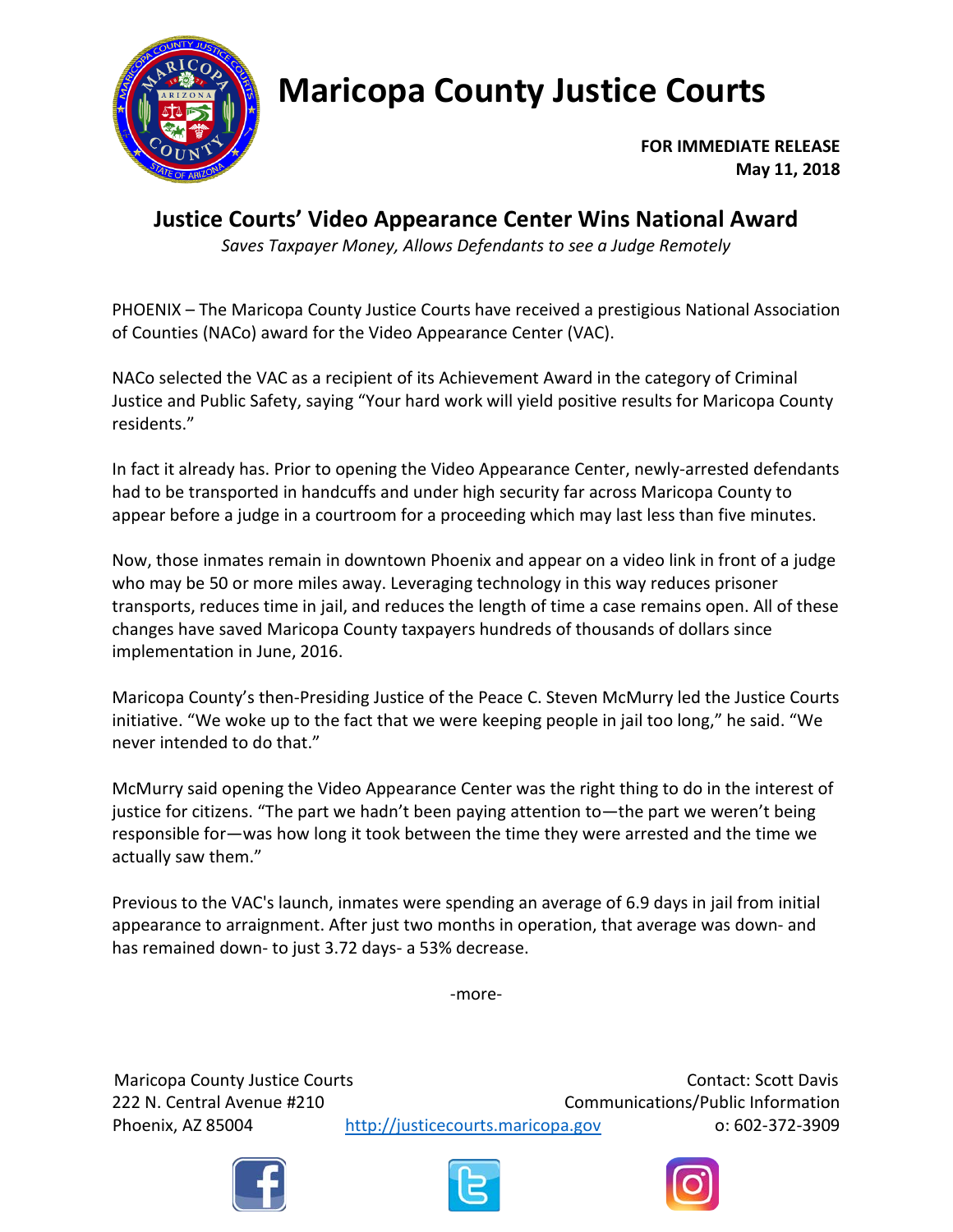# Maricopa County Justice Courts

**FOR IMMEDIATE RELEASE**
**May 11, 2018**

## Justice Courts' Video Appearance Center Wins National Award

*Saves Taxpayer Money, Allows Defendants to see a Judge Remotely*

PHOENIX – The Maricopa County Justice Courts have received a prestigious National Association of Counties (NACo) award for the Video Appearance Center (VAC).

NACo selected the VAC as a recipient of its Achievement Award in the category of Criminal Justice and Public Safety, saying "Your hard work will yield positive results for Maricopa County residents."

In fact it already has. Prior to opening the Video Appearance Center, newly-arrested defendants had to be transported in handcuffs and under high security far across Maricopa County to appear before a judge in a courtroom for a proceeding which may last less than five minutes.

Now, those inmates remain in downtown Phoenix and appear on a video link in front of a judge who may be 50 or more miles away. Leveraging technology in this way reduces prisoner transports, reduces time in jail, and reduces the length of time a case remains open. All of these changes have saved Maricopa County taxpayers hundreds of thousands of dollars since implementation in June, 2016.

Maricopa County's then-Presiding Justice of the Peace C. Steven McMurry led the Justice Courts initiative. "We woke up to the fact that we were keeping people in jail too long," he said. "We never intended to do that."

McMurry said opening the Video Appearance Center was the right thing to do in the interest of justice for citizens. "The part we hadn't been paying attention to—the part we weren't being responsible for—was how long it took between the time they were arrested and the time we actually saw them."

Previous to the VAC's launch, inmates were spending an average of 6.9 days in jail from initial appearance to arraignment. After just two months in operation, that average was down- and has remained down- to just 3.72 days- a 53% decrease.

-more-

Maricopa County Justice Courts
222 N. Central Avenue #210
Phoenix, AZ 85004

http://justicecourts.maricopa.gov

Contact: Scott Davis
Communications/Public Information
o: 602-372-3909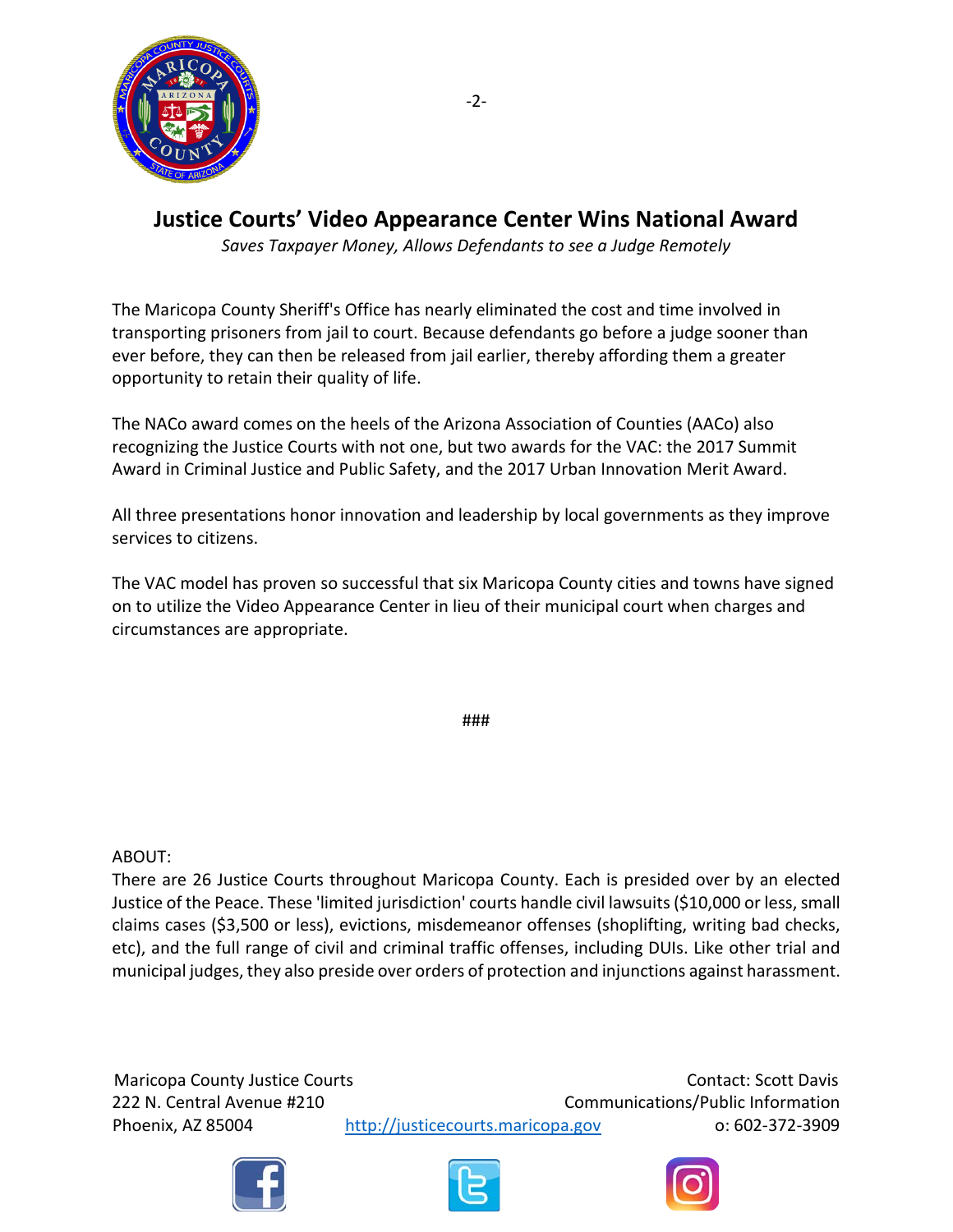## Justice Courts' Video Appearance Center Wins National Award

*Saves Taxpayer Money, Allows Defendants to see a Judge Remotely*

The Maricopa County Sheriff's Office has nearly eliminated the cost and time involved in transporting prisoners from jail to court. Because defendants go before a judge sooner than ever before, they can then be released from jail earlier, thereby affording them a greater opportunity to retain their quality of life.

The NACo award comes on the heels of the Arizona Association of Counties (AACo) also recognizing the Justice Courts with not one, but two awards for the VAC: the 2017 Summit Award in Criminal Justice and Public Safety, and the 2017 Urban Innovation Merit Award.

All three presentations honor innovation and leadership by local governments as they improve services to citizens.

The VAC model has proven so successful that six Maricopa County cities and towns have signed on to utilize the Video Appearance Center in lieu of their municipal court when charges and circumstances are appropriate.

###

ABOUT:
There are 26 Justice Courts throughout Maricopa County. Each is presided over by an elected Justice of the Peace. These 'limited jurisdiction' courts handle civil lawsuits ($10,000 or less, small claims cases ($3,500 or less), evictions, misdemeanor offenses (shoplifting, writing bad checks, etc), and the full range of civil and criminal traffic offenses, including DUIs. Like other trial and municipal judges, they also preside over orders of protection and injunctions against harassment.

Maricopa County Justice Courts
222 N. Central Avenue #210
Phoenix, AZ 85004

http://justicecourts.maricopa.gov

Contact: Scott Davis
Communications/Public Information
o: 602-372-3909